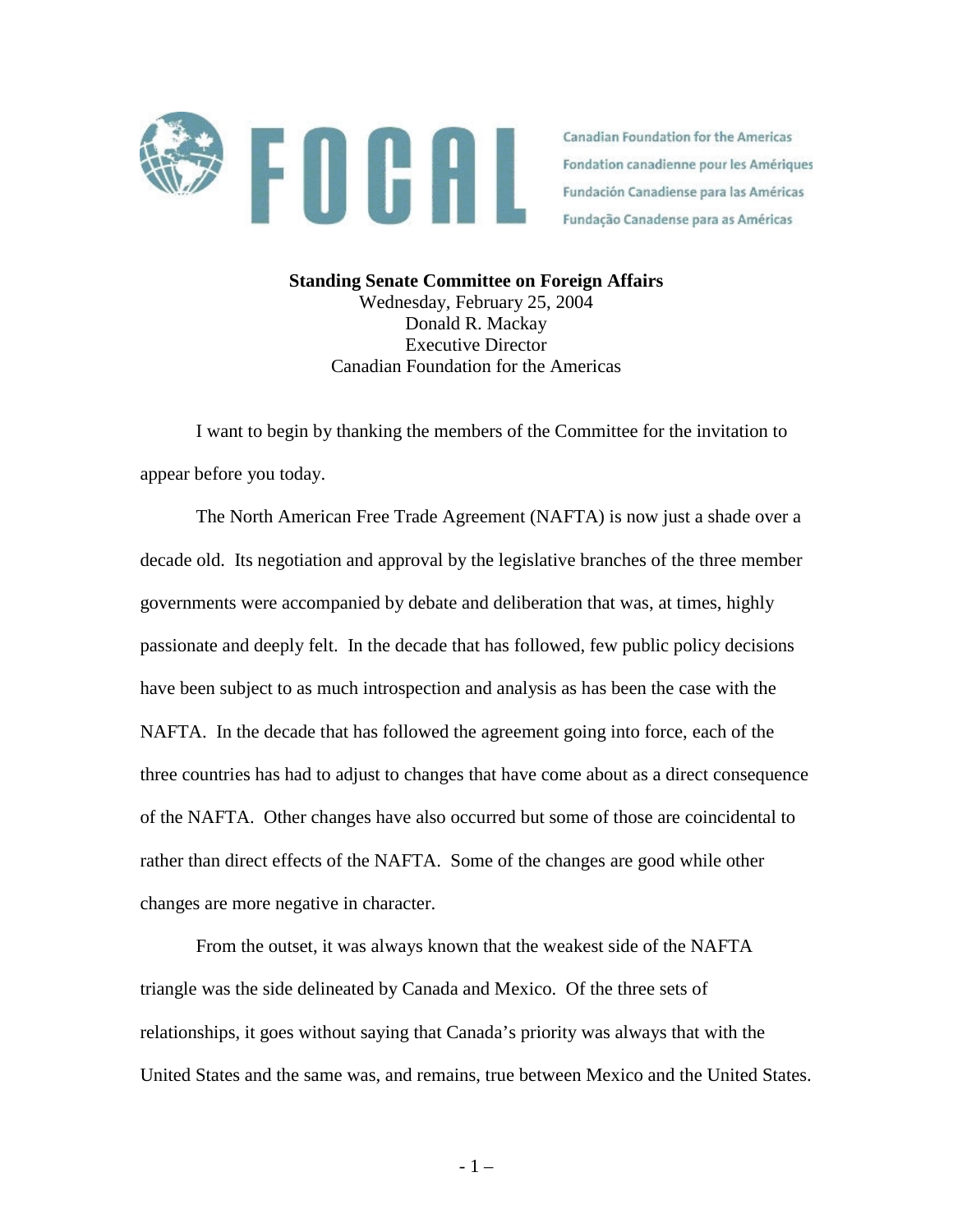FOCAL

Canadian Foundation for the Americas
Fondation canadienne pour les Amériques
Fundación Canadiense para las Américas
Fundação Canadense para as Américas

**Standing Senate Committee on Foreign Affairs**
Wednesday, February 25, 2004
Donald R. Mackay
Executive Director
Canadian Foundation for the Americas

I want to begin by thanking the members of the Committee for the invitation to appear before you today.

The North American Free Trade Agreement (NAFTA) is now just a shade over a decade old. Its negotiation and approval by the legislative branches of the three member governments were accompanied by debate and deliberation that was, at times, highly passionate and deeply felt. In the decade that has followed, few public policy decisions have been subject to as much introspection and analysis as has been the case with the NAFTA. In the decade that has followed the agreement going into force, each of the three countries has had to adjust to changes that have come about as a direct consequence of the NAFTA. Other changes have also occurred but some of those are coincidental to rather than direct effects of the NAFTA. Some of the changes are good while other changes are more negative in character.

From the outset, it was always known that the weakest side of the NAFTA triangle was the side delineated by Canada and Mexico. Of the three sets of relationships, it goes without saying that Canada's priority was always that with the United States and the same was, and remains, true between Mexico and the United States.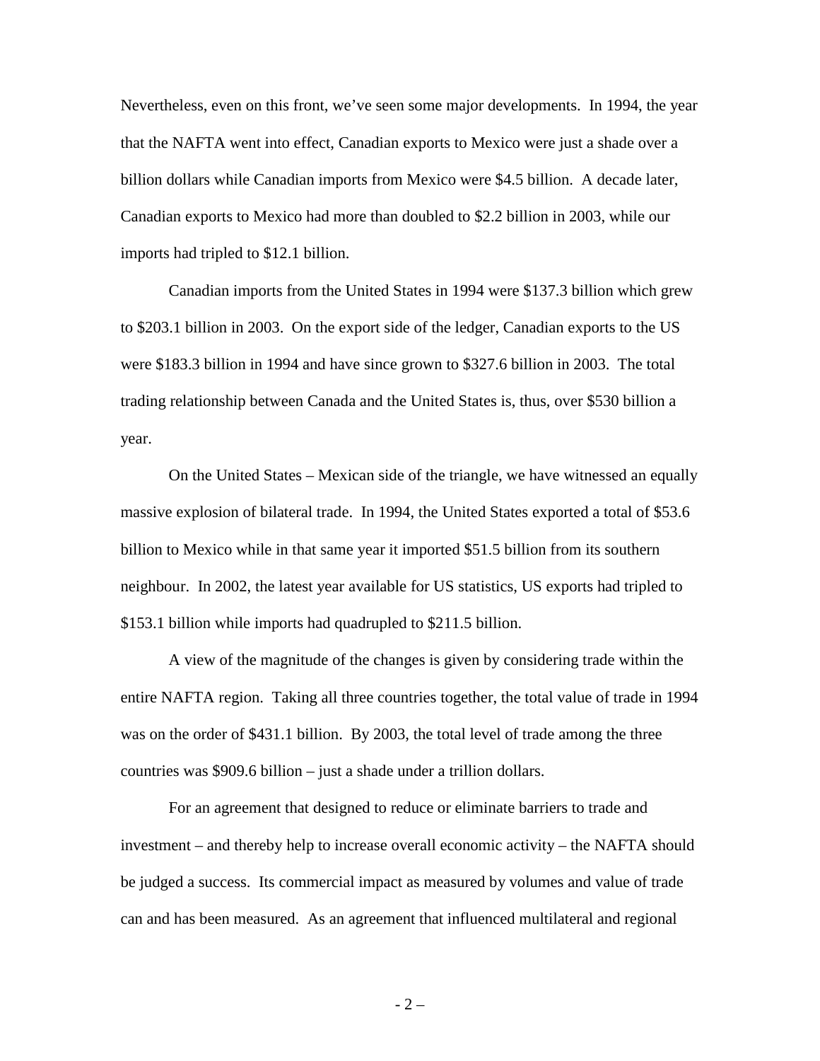Nevertheless, even on this front, we've seen some major developments. In 1994, the year that the NAFTA went into effect, Canadian exports to Mexico were just a shade over a billion dollars while Canadian imports from Mexico were $4.5 billion. A decade later, Canadian exports to Mexico had more than doubled to $2.2 billion in 2003, while our imports had tripled to $12.1 billion.

Canadian imports from the United States in 1994 were $137.3 billion which grew to $203.1 billion in 2003. On the export side of the ledger, Canadian exports to the US were $183.3 billion in 1994 and have since grown to $327.6 billion in 2003. The total trading relationship between Canada and the United States is, thus, over $530 billion a year.

On the United States – Mexican side of the triangle, we have witnessed an equally massive explosion of bilateral trade. In 1994, the United States exported a total of $53.6 billion to Mexico while in that same year it imported $51.5 billion from its southern neighbour. In 2002, the latest year available for US statistics, US exports had tripled to $153.1 billion while imports had quadrupled to $211.5 billion.

A view of the magnitude of the changes is given by considering trade within the entire NAFTA region. Taking all three countries together, the total value of trade in 1994 was on the order of $431.1 billion. By 2003, the total level of trade among the three countries was $909.6 billion – just a shade under a trillion dollars.

For an agreement that designed to reduce or eliminate barriers to trade and investment – and thereby help to increase overall economic activity – the NAFTA should be judged a success. Its commercial impact as measured by volumes and value of trade can and has been measured. As an agreement that influenced multilateral and regional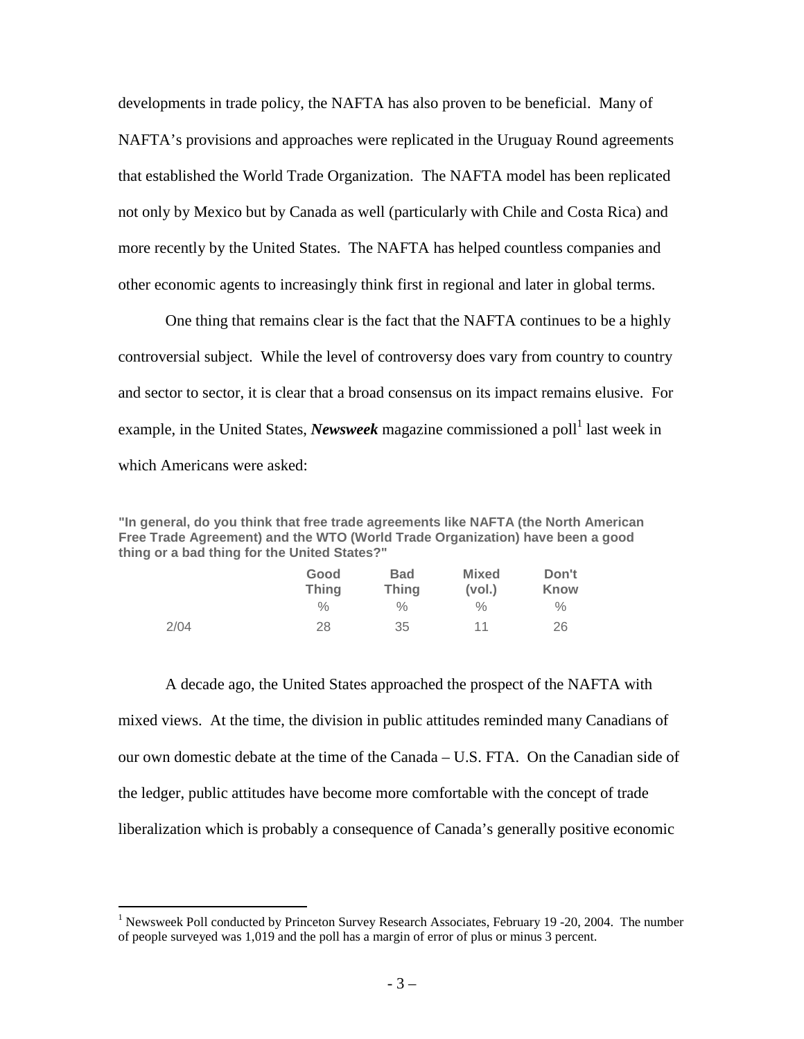developments in trade policy, the NAFTA has also proven to be beneficial. Many of NAFTA's provisions and approaches were replicated in the Uruguay Round agreements that established the World Trade Organization. The NAFTA model has been replicated not only by Mexico but by Canada as well (particularly with Chile and Costa Rica) and more recently by the United States. The NAFTA has helped countless companies and other economic agents to increasingly think first in regional and later in global terms.

One thing that remains clear is the fact that the NAFTA continues to be a highly controversial subject. While the level of controversy does vary from country to country and sector to sector, it is clear that a broad consensus on its impact remains elusive. For example, in the United States, ***Newsweek*** magazine commissioned a poll[1] last week in which Americans were asked:

**"In general, do you think that free trade agreements like NAFTA (the North American Free Trade Agreement) and the WTO (World Trade Organization) have been a good thing or a bad thing for the United States?"**

| | Good Thing | Bad Thing | Mixed (vol.) | Don't Know |
|---|---|---|---|---|
| | % | % | % | % |
| 2/04 | 28 | 35 | 11 | 26 |

A decade ago, the United States approached the prospect of the NAFTA with mixed views. At the time, the division in public attitudes reminded many Canadians of our own domestic debate at the time of the Canada – U.S. FTA. On the Canadian side of the ledger, public attitudes have become more comfortable with the concept of trade liberalization which is probably a consequence of Canada's generally positive economic

[1] Newsweek Poll conducted by Princeton Survey Research Associates, February 19 -20, 2004. The number of people surveyed was 1,019 and the poll has a margin of error of plus or minus 3 percent.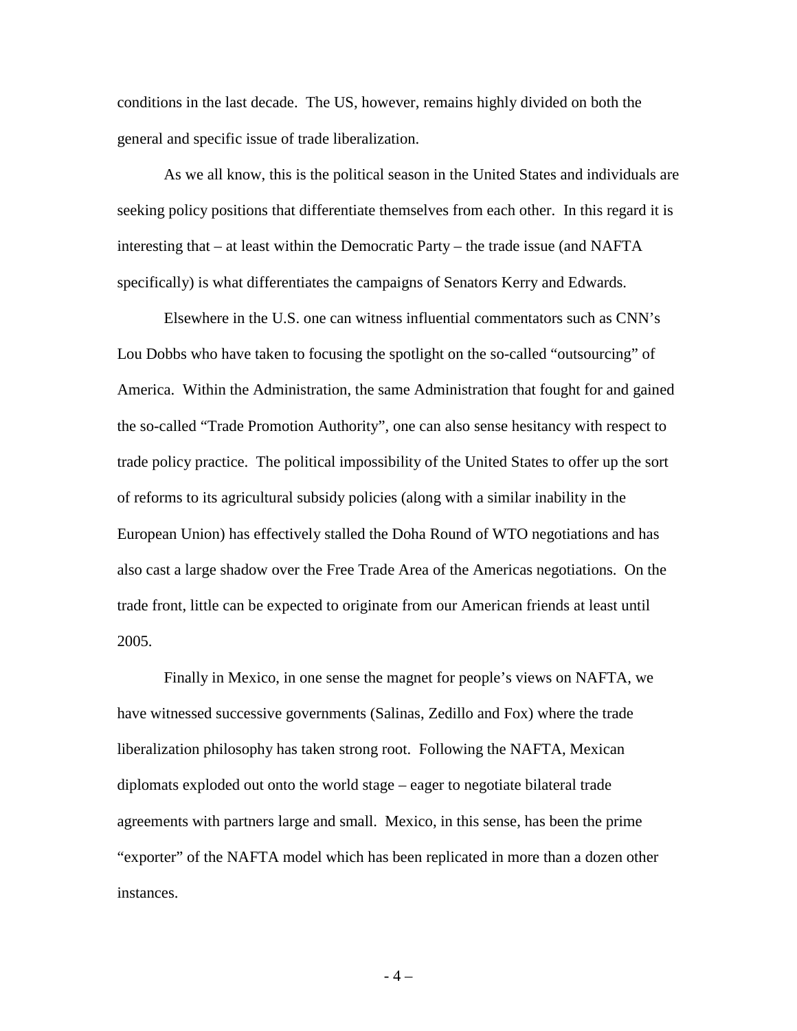conditions in the last decade. The US, however, remains highly divided on both the general and specific issue of trade liberalization.

As we all know, this is the political season in the United States and individuals are seeking policy positions that differentiate themselves from each other. In this regard it is interesting that – at least within the Democratic Party – the trade issue (and NAFTA specifically) is what differentiates the campaigns of Senators Kerry and Edwards.

Elsewhere in the U.S. one can witness influential commentators such as CNN's Lou Dobbs who have taken to focusing the spotlight on the so-called "outsourcing" of America. Within the Administration, the same Administration that fought for and gained the so-called "Trade Promotion Authority", one can also sense hesitancy with respect to trade policy practice. The political impossibility of the United States to offer up the sort of reforms to its agricultural subsidy policies (along with a similar inability in the European Union) has effectively stalled the Doha Round of WTO negotiations and has also cast a large shadow over the Free Trade Area of the Americas negotiations. On the trade front, little can be expected to originate from our American friends at least until 2005.

Finally in Mexico, in one sense the magnet for people's views on NAFTA, we have witnessed successive governments (Salinas, Zedillo and Fox) where the trade liberalization philosophy has taken strong root. Following the NAFTA, Mexican diplomats exploded out onto the world stage – eager to negotiate bilateral trade agreements with partners large and small. Mexico, in this sense, has been the prime "exporter" of the NAFTA model which has been replicated in more than a dozen other instances.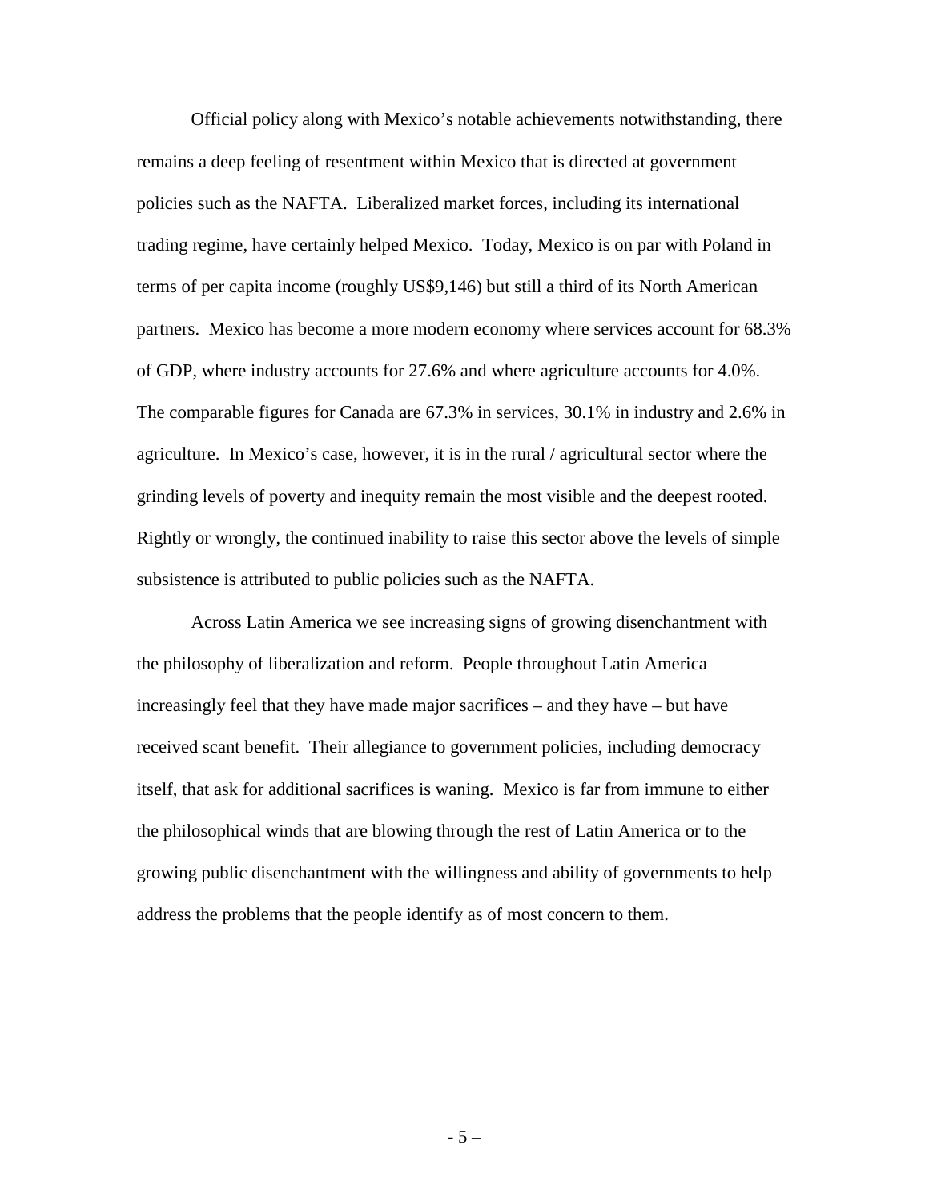Official policy along with Mexico's notable achievements notwithstanding, there remains a deep feeling of resentment within Mexico that is directed at government policies such as the NAFTA. Liberalized market forces, including its international trading regime, have certainly helped Mexico. Today, Mexico is on par with Poland in terms of per capita income (roughly US$9,146) but still a third of its North American partners. Mexico has become a more modern economy where services account for 68.3% of GDP, where industry accounts for 27.6% and where agriculture accounts for 4.0%. The comparable figures for Canada are 67.3% in services, 30.1% in industry and 2.6% in agriculture. In Mexico's case, however, it is in the rural / agricultural sector where the grinding levels of poverty and inequity remain the most visible and the deepest rooted. Rightly or wrongly, the continued inability to raise this sector above the levels of simple subsistence is attributed to public policies such as the NAFTA.

Across Latin America we see increasing signs of growing disenchantment with the philosophy of liberalization and reform. People throughout Latin America increasingly feel that they have made major sacrifices – and they have – but have received scant benefit. Their allegiance to government policies, including democracy itself, that ask for additional sacrifices is waning. Mexico is far from immune to either the philosophical winds that are blowing through the rest of Latin America or to the growing public disenchantment with the willingness and ability of governments to help address the problems that the people identify as of most concern to them.